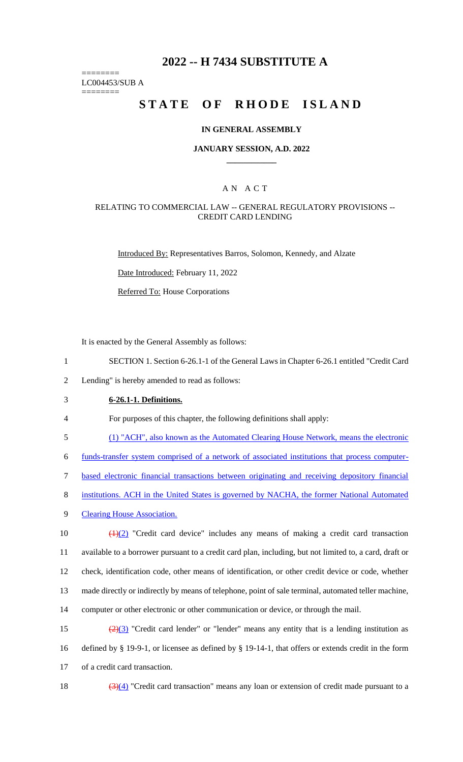# 2022 -- H 7434 SUBSTITUTE A

========
LC004453/SUB A
========

# STATE OF RHODE ISLAND

## IN GENERAL ASSEMBLY

### JANUARY SESSION, A.D. 2022

---

### A N A C T

RELATING TO COMMERCIAL LAW -- GENERAL REGULATORY PROVISIONS -- CREDIT CARD LENDING

Introduced By: Representatives Barros, Solomon, Kennedy, and Alzate

Date Introduced: February 11, 2022

Referred To: House Corporations

It is enacted by the General Assembly as follows:

1 SECTION 1. Section 6-26.1-1 of the General Laws in Chapter 6-26.1 entitled "Credit Card
2 Lending" is hereby amended to read as follows:

3 **6-26.1-1. Definitions.**

4 For purposes of this chapter, the following definitions shall apply:

5 (1) "ACH", also known as the Automated Clearing House Network, means the electronic
6 funds-transfer system comprised of a network of associated institutions that process computer-
7 based electronic financial transactions between originating and receiving depository financial
8 institutions. ACH in the United States is governed by NACHA, the former National Automated
9 Clearing House Association.

10 ~~(1)~~(2) "Credit card device" includes any means of making a credit card transaction
11 available to a borrower pursuant to a credit card plan, including, but not limited to, a card, draft or
12 check, identification code, other means of identification, or other credit device or code, whether
13 made directly or indirectly by means of telephone, point of sale terminal, automated teller machine,
14 computer or other electronic or other communication or device, or through the mail.

15 ~~(2)~~(3) "Credit card lender" or "lender" means any entity that is a lending institution as
16 defined by § 19-9-1, or licensee as defined by § 19-14-1, that offers or extends credit in the form
17 of a credit card transaction.

18 ~~(3)~~(4) "Credit card transaction" means any loan or extension of credit made pursuant to a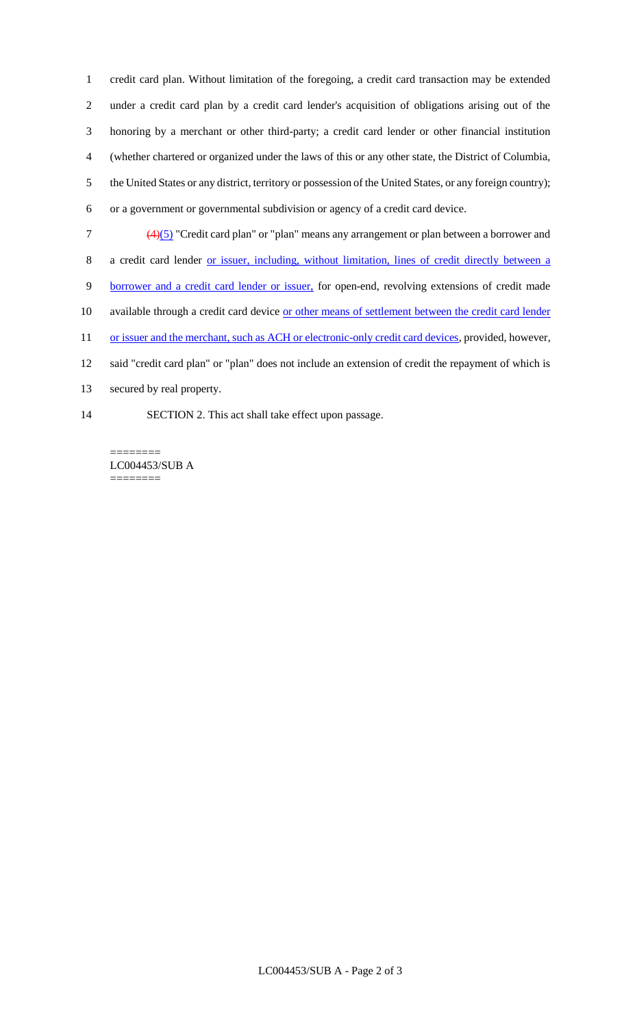credit card plan. Without limitation of the foregoing, a credit card transaction may be extended under a credit card plan by a credit card lender's acquisition of obligations arising out of the honoring by a merchant or other third-party; a credit card lender or other financial institution (whether chartered or organized under the laws of this or any other state, the District of Columbia, the United States or any district, territory or possession of the United States, or any foreign country); or a government or governmental subdivision or agency of a credit card device.

~~(4)~~(5) "Credit card plan" or "plan" means any arrangement or plan between a borrower and a credit card lender or issuer, including, without limitation, lines of credit directly between a borrower and a credit card lender or issuer, for open-end, revolving extensions of credit made available through a credit card device or other means of settlement between the credit card lender or issuer and the merchant, such as ACH or electronic-only credit card devices, provided, however, said "credit card plan" or "plan" does not include an extension of credit the repayment of which is secured by real property.

SECTION 2. This act shall take effect upon passage.

========
LC004453/SUB A
========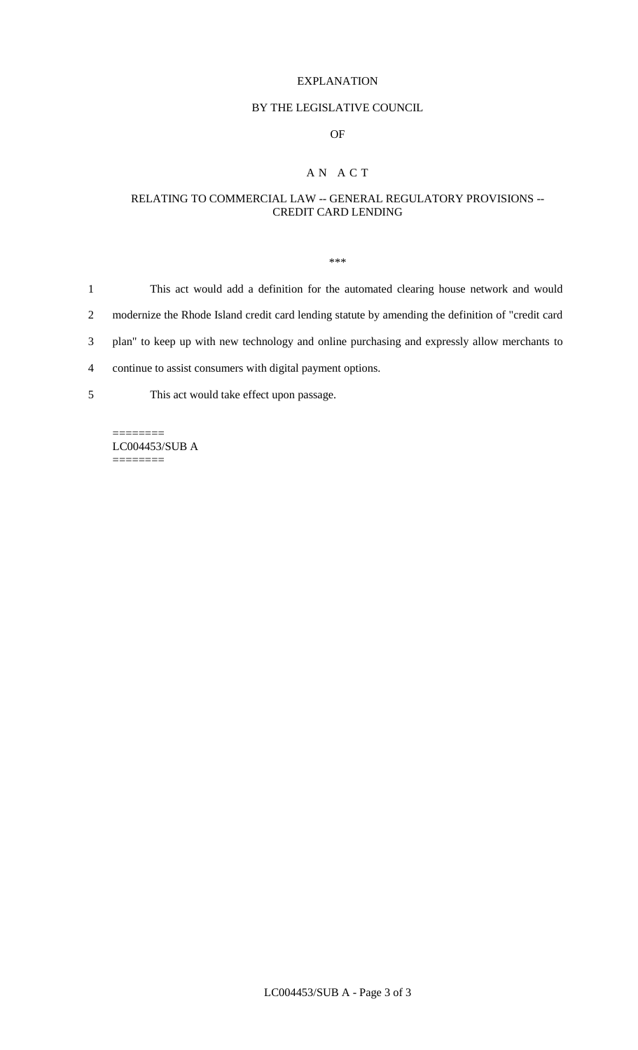# EXPLANATION

## BY THE LEGISLATIVE COUNCIL

## OF

## A N A C T

## RELATING TO COMMERCIAL LAW -- GENERAL REGULATORY PROVISIONS -- CREDIT CARD LENDING

\*\*\*

This act would add a definition for the automated clearing house network and would modernize the Rhode Island credit card lending statute by amending the definition of "credit card plan" to keep up with new technology and online purchasing and expressly allow merchants to continue to assist consumers with digital payment options.

This act would take effect upon passage.

========
LC004453/SUB A
========